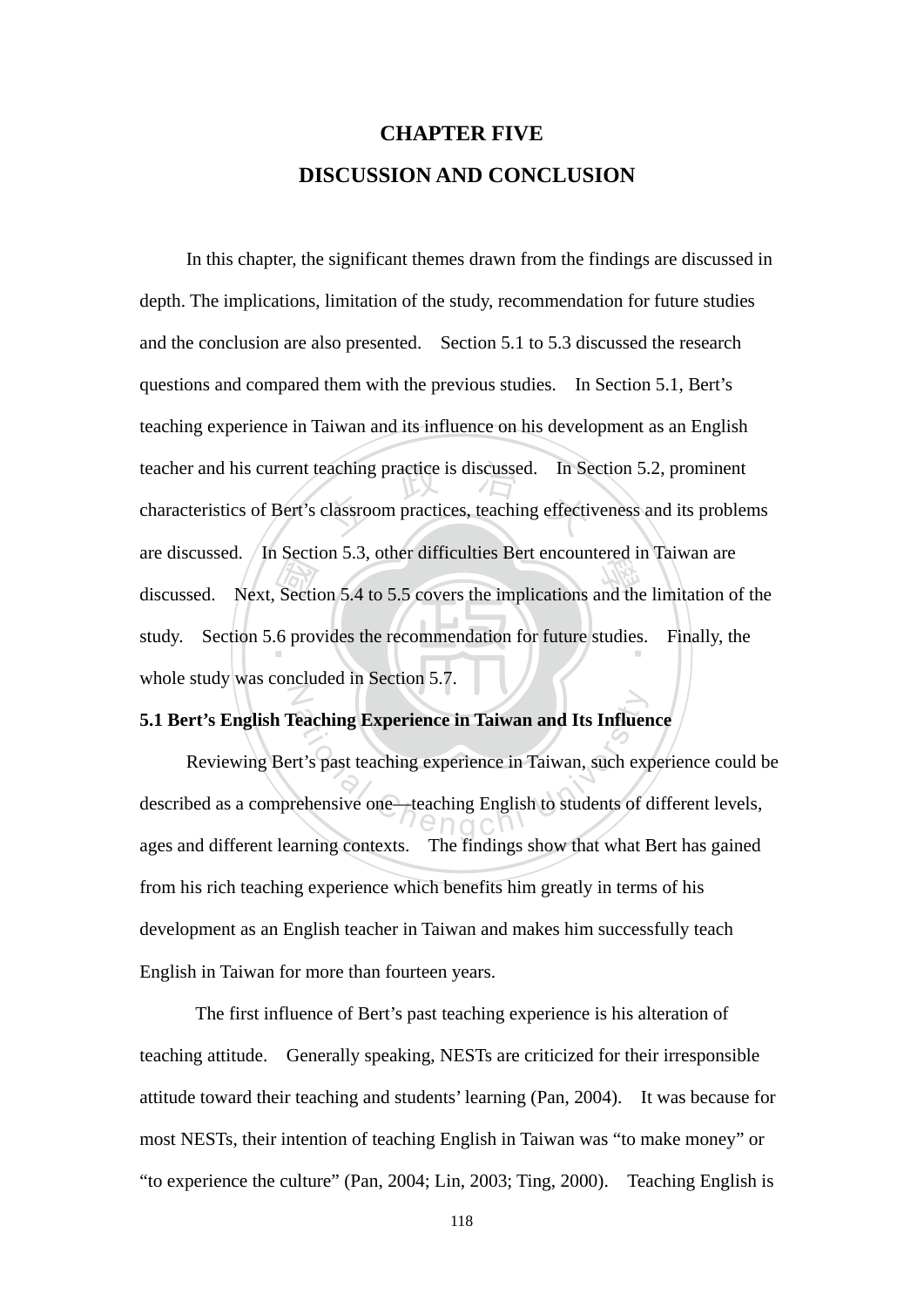# CHAPTER FIVE

# DISCUSSION AND CONCLUSION

In this chapter, the significant themes drawn from the findings are discussed in depth. The implications, limitation of the study, recommendation for future studies and the conclusion are also presented. Section 5.1 to 5.3 discussed the research questions and compared them with the previous studies. In Section 5.1, Bert's teaching experience in Taiwan and its influence on his development as an English teacher and his current teaching practice is discussed. In Section 5.2, prominent characteristics of Bert's classroom practices, teaching effectiveness and its problems are discussed. In Section 5.3, other difficulties Bert encountered in Taiwan are discussed. Next, Section 5.4 to 5.5 covers the implications and the limitation of the study. Section 5.6 provides the recommendation for future studies. Finally, the whole study was concluded in Section 5.7.

## 5.1 Bert's English Teaching Experience in Taiwan and Its Influence

Reviewing Bert's past teaching experience in Taiwan, such experience could be described as a comprehensive one—teaching English to students of different levels, ages and different learning contexts. The findings show that what Bert has gained from his rich teaching experience which benefits him greatly in terms of his development as an English teacher in Taiwan and makes him successfully teach English in Taiwan for more than fourteen years.

The first influence of Bert's past teaching experience is his alteration of teaching attitude. Generally speaking, NESTs are criticized for their irresponsible attitude toward their teaching and students' learning (Pan, 2004). It was because for most NESTs, their intention of teaching English in Taiwan was "to make money" or "to experience the culture" (Pan, 2004; Lin, 2003; Ting, 2000). Teaching English is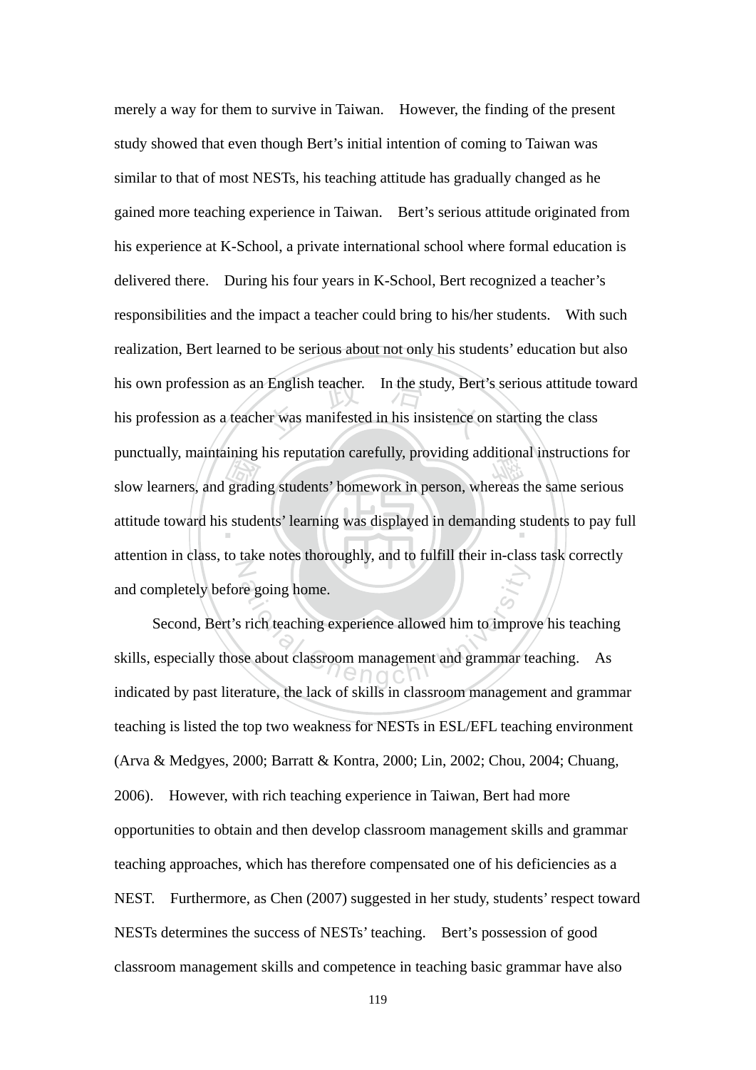merely a way for them to survive in Taiwan. However, the finding of the present study showed that even though Bert's initial intention of coming to Taiwan was similar to that of most NESTs, his teaching attitude has gradually changed as he gained more teaching experience in Taiwan. Bert's serious attitude originated from his experience at K-School, a private international school where formal education is delivered there. During his four years in K-School, Bert recognized a teacher's responsibilities and the impact a teacher could bring to his/her students. With such realization, Bert learned to be serious about not only his students' education but also his own profession as an English teacher. In the study, Bert's serious attitude toward his profession as a teacher was manifested in his insistence on starting the class punctually, maintaining his reputation carefully, providing additional instructions for slow learners, and grading students' homework in person, whereas the same serious attitude toward his students' learning was displayed in demanding students to pay full attention in class, to take notes thoroughly, and to fulfill their in-class task correctly and completely before going home.

Second, Bert's rich teaching experience allowed him to improve his teaching skills, especially those about classroom management and grammar teaching. As indicated by past literature, the lack of skills in classroom management and grammar teaching is listed the top two weakness for NESTs in ESL/EFL teaching environment (Arva & Medgyes, 2000; Barratt & Kontra, 2000; Lin, 2002; Chou, 2004; Chuang, 2006). However, with rich teaching experience in Taiwan, Bert had more opportunities to obtain and then develop classroom management skills and grammar teaching approaches, which has therefore compensated one of his deficiencies as a NEST. Furthermore, as Chen (2007) suggested in her study, students' respect toward NESTs determines the success of NESTs' teaching. Bert's possession of good classroom management skills and competence in teaching basic grammar have also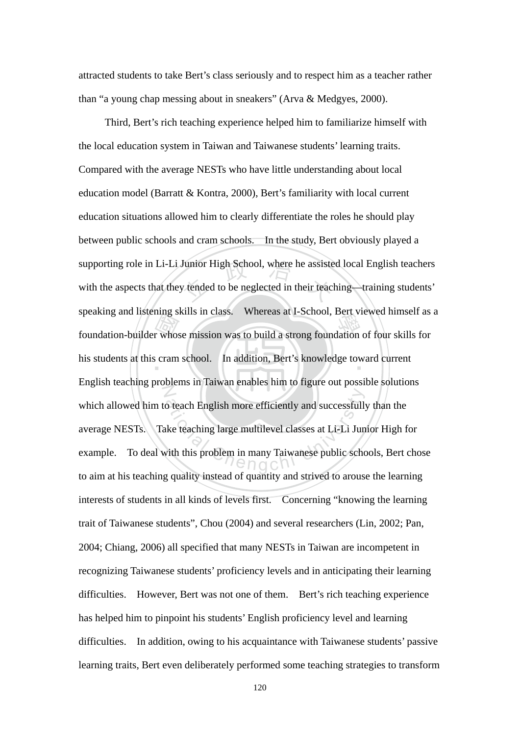attracted students to take Bert's class seriously and to respect him as a teacher rather than "a young chap messing about in sneakers" (Arva & Medgyes, 2000).

Third, Bert's rich teaching experience helped him to familiarize himself with the local education system in Taiwan and Taiwanese students' learning traits. Compared with the average NESTs who have little understanding about local education model (Barratt & Kontra, 2000), Bert's familiarity with local current education situations allowed him to clearly differentiate the roles he should play between public schools and cram schools. In the study, Bert obviously played a supporting role in Li-Li Junior High School, where he assisted local English teachers with the aspects that they tended to be neglected in their teaching—training students' speaking and listening skills in class. Whereas at I-School, Bert viewed himself as a foundation-builder whose mission was to build a strong foundation of four skills for his students at this cram school. In addition, Bert's knowledge toward current English teaching problems in Taiwan enables him to figure out possible solutions which allowed him to teach English more efficiently and successfully than the average NESTs. Take teaching large multilevel classes at Li-Li Junior High for example. To deal with this problem in many Taiwanese public schools, Bert chose to aim at his teaching quality instead of quantity and strived to arouse the learning interests of students in all kinds of levels first. Concerning "knowing the learning trait of Taiwanese students", Chou (2004) and several researchers (Lin, 2002; Pan, 2004; Chiang, 2006) all specified that many NESTs in Taiwan are incompetent in recognizing Taiwanese students' proficiency levels and in anticipating their learning difficulties. However, Bert was not one of them. Bert's rich teaching experience has helped him to pinpoint his students' English proficiency level and learning difficulties. In addition, owing to his acquaintance with Taiwanese students' passive learning traits, Bert even deliberately performed some teaching strategies to transform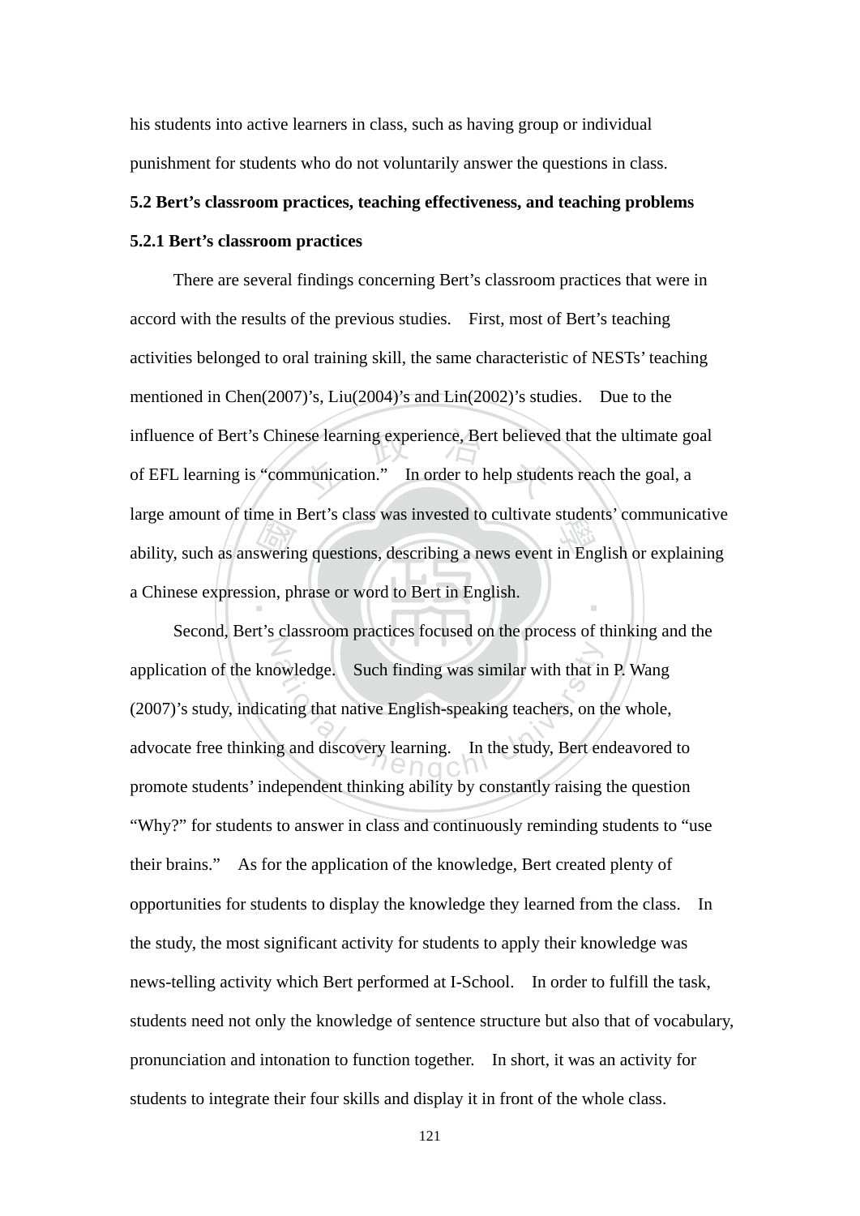his students into active learners in class, such as having group or individual punishment for students who do not voluntarily answer the questions in class.

### 5.2 Bert's classroom practices, teaching effectiveness, and teaching problems

#### 5.2.1 Bert's classroom practices

There are several findings concerning Bert's classroom practices that were in accord with the results of the previous studies. First, most of Bert's teaching activities belonged to oral training skill, the same characteristic of NESTs' teaching mentioned in Chen(2007)'s, Liu(2004)'s and Lin(2002)'s studies. Due to the influence of Bert's Chinese learning experience, Bert believed that the ultimate goal of EFL learning is "communication." In order to help students reach the goal, a large amount of time in Bert's class was invested to cultivate students' communicative ability, such as answering questions, describing a news event in English or explaining a Chinese expression, phrase or word to Bert in English.

Second, Bert's classroom practices focused on the process of thinking and the application of the knowledge. Such finding was similar with that in P. Wang (2007)'s study, indicating that native English-speaking teachers, on the whole, advocate free thinking and discovery learning. In the study, Bert endeavored to promote students' independent thinking ability by constantly raising the question "Why?" for students to answer in class and continuously reminding students to "use their brains." As for the application of the knowledge, Bert created plenty of opportunities for students to display the knowledge they learned from the class. In the study, the most significant activity for students to apply their knowledge was news-telling activity which Bert performed at I-School. In order to fulfill the task, students need not only the knowledge of sentence structure but also that of vocabulary, pronunciation and intonation to function together. In short, it was an activity for students to integrate their four skills and display it in front of the whole class.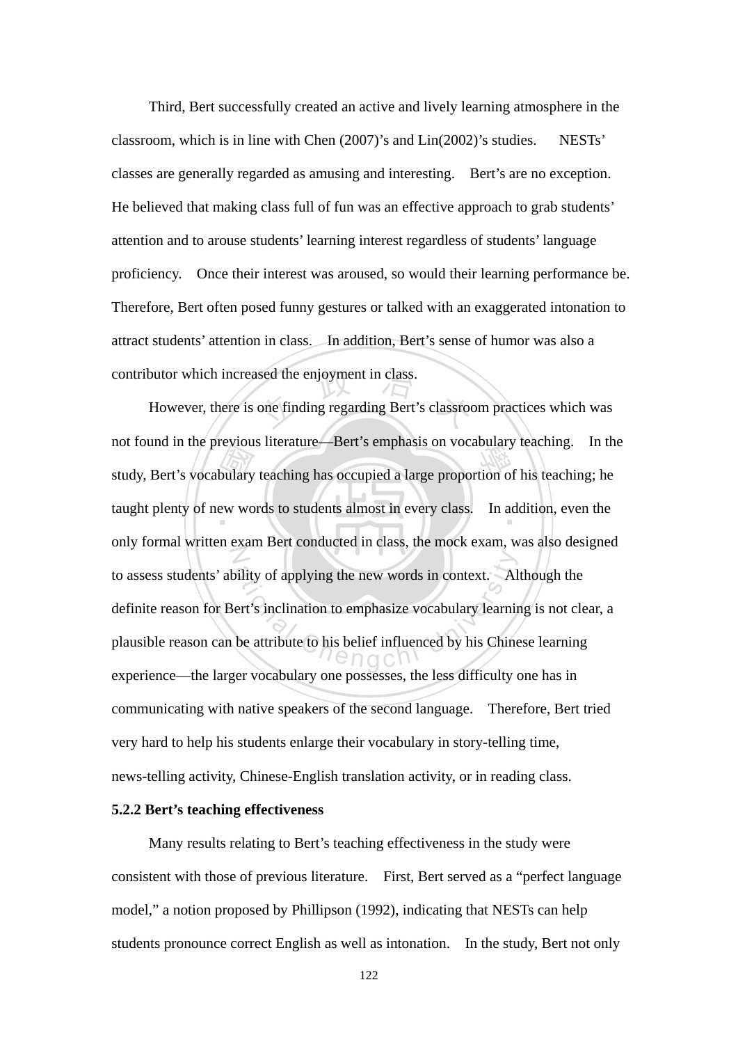Third, Bert successfully created an active and lively learning atmosphere in the classroom, which is in line with Chen (2007)'s and Lin(2002)'s studies. NESTs' classes are generally regarded as amusing and interesting. Bert's are no exception. He believed that making class full of fun was an effective approach to grab students' attention and to arouse students' learning interest regardless of students' language proficiency. Once their interest was aroused, so would their learning performance be. Therefore, Bert often posed funny gestures or talked with an exaggerated intonation to attract students' attention in class. In addition, Bert's sense of humor was also a contributor which increased the enjoyment in class.

However, there is one finding regarding Bert's classroom practices which was not found in the previous literature—Bert's emphasis on vocabulary teaching. In the study, Bert's vocabulary teaching has occupied a large proportion of his teaching; he taught plenty of new words to students almost in every class. In addition, even the only formal written exam Bert conducted in class, the mock exam, was also designed to assess students' ability of applying the new words in context. Although the definite reason for Bert's inclination to emphasize vocabulary learning is not clear, a plausible reason can be attribute to his belief influenced by his Chinese learning experience—the larger vocabulary one possesses, the less difficulty one has in communicating with native speakers of the second language. Therefore, Bert tried very hard to help his students enlarge their vocabulary in story-telling time, news-telling activity, Chinese-English translation activity, or in reading class.

**5.2.2 Bert's teaching effectiveness**

Many results relating to Bert's teaching effectiveness in the study were consistent with those of previous literature. First, Bert served as a "perfect language model," a notion proposed by Phillipson (1992), indicating that NESTs can help students pronounce correct English as well as intonation. In the study, Bert not only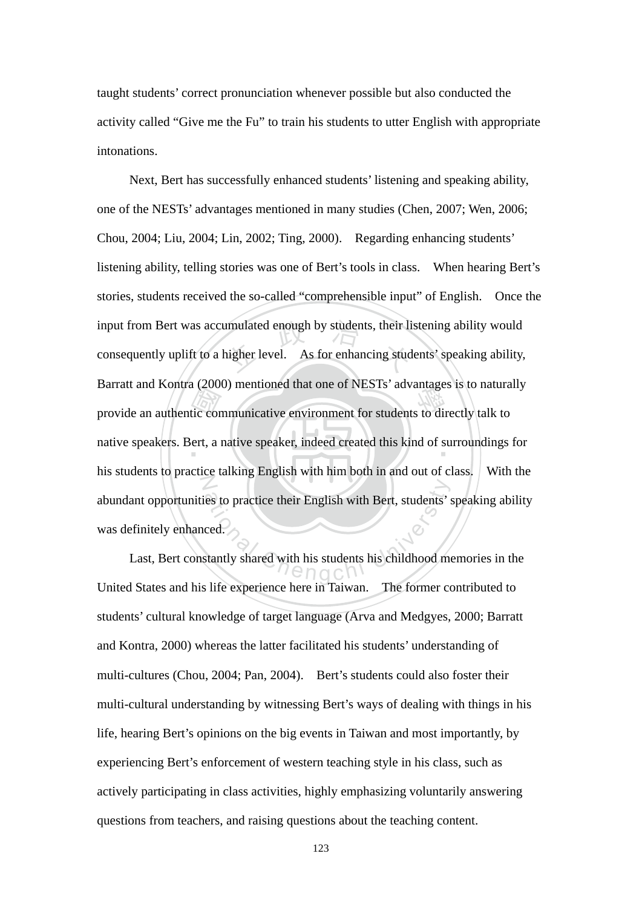taught students' correct pronunciation whenever possible but also conducted the activity called "Give me the Fu" to train his students to utter English with appropriate intonations.

Next, Bert has successfully enhanced students' listening and speaking ability, one of the NESTs' advantages mentioned in many studies (Chen, 2007; Wen, 2006; Chou, 2004; Liu, 2004; Lin, 2002; Ting, 2000). Regarding enhancing students' listening ability, telling stories was one of Bert's tools in class. When hearing Bert's stories, students received the so-called "comprehensible input" of English. Once the input from Bert was accumulated enough by students, their listening ability would consequently uplift to a higher level. As for enhancing students' speaking ability, Barratt and Kontra (2000) mentioned that one of NESTs' advantages is to naturally provide an authentic communicative environment for students to directly talk to native speakers. Bert, a native speaker, indeed created this kind of surroundings for his students to practice talking English with him both in and out of class. With the abundant opportunities to practice their English with Bert, students' speaking ability was definitely enhanced.

Last, Bert constantly shared with his students his childhood memories in the United States and his life experience here in Taiwan. The former contributed to students' cultural knowledge of target language (Arva and Medgyes, 2000; Barratt and Kontra, 2000) whereas the latter facilitated his students' understanding of multi-cultures (Chou, 2004; Pan, 2004). Bert's students could also foster their multi-cultural understanding by witnessing Bert's ways of dealing with things in his life, hearing Bert's opinions on the big events in Taiwan and most importantly, by experiencing Bert's enforcement of western teaching style in his class, such as actively participating in class activities, highly emphasizing voluntarily answering questions from teachers, and raising questions about the teaching content.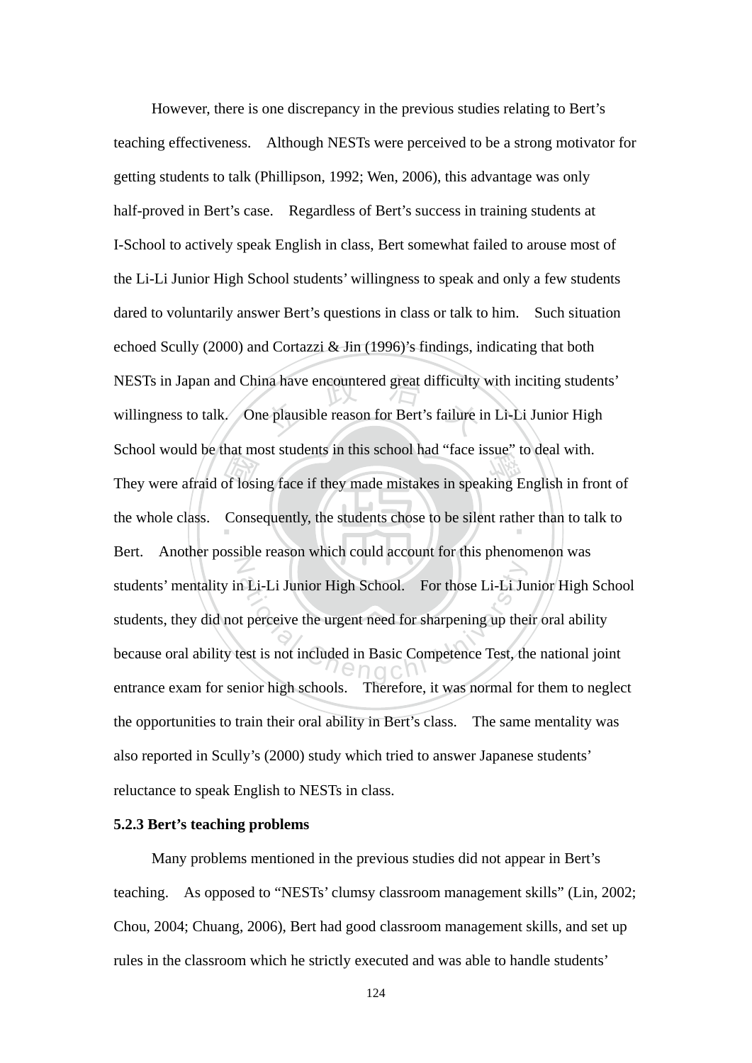However, there is one discrepancy in the previous studies relating to Bert's teaching effectiveness. Although NESTs were perceived to be a strong motivator for getting students to talk (Phillipson, 1992; Wen, 2006), this advantage was only half-proved in Bert's case. Regardless of Bert's success in training students at I-School to actively speak English in class, Bert somewhat failed to arouse most of the Li-Li Junior High School students' willingness to speak and only a few students dared to voluntarily answer Bert's questions in class or talk to him. Such situation echoed Scully (2000) and Cortazzi & Jin (1996)'s findings, indicating that both NESTs in Japan and China have encountered great difficulty with inciting students' willingness to talk. One plausible reason for Bert's failure in Li-Li Junior High School would be that most students in this school had "face issue" to deal with. They were afraid of losing face if they made mistakes in speaking English in front of the whole class. Consequently, the students chose to be silent rather than to talk to Bert. Another possible reason which could account for this phenomenon was students' mentality in Li-Li Junior High School. For those Li-Li Junior High School students, they did not perceive the urgent need for sharpening up their oral ability because oral ability test is not included in Basic Competence Test, the national joint entrance exam for senior high schools. Therefore, it was normal for them to neglect the opportunities to train their oral ability in Bert's class. The same mentality was also reported in Scully's (2000) study which tried to answer Japanese students' reluctance to speak English to NESTs in class.

**5.2.3 Bert's teaching problems**

Many problems mentioned in the previous studies did not appear in Bert's teaching. As opposed to "NESTs' clumsy classroom management skills" (Lin, 2002; Chou, 2004; Chuang, 2006), Bert had good classroom management skills, and set up rules in the classroom which he strictly executed and was able to handle students'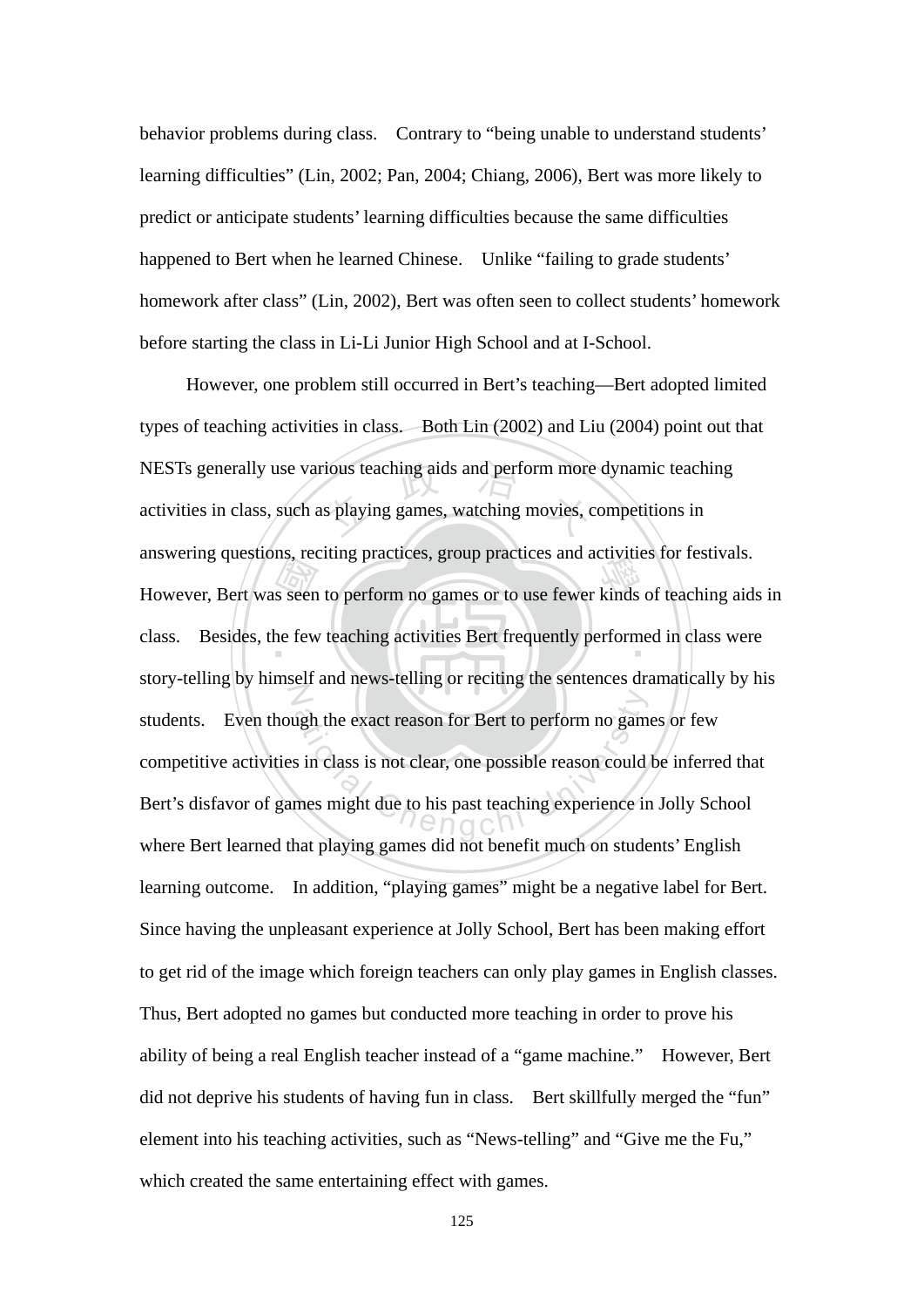behavior problems during class. Contrary to "being unable to understand students' learning difficulties" (Lin, 2002; Pan, 2004; Chiang, 2006), Bert was more likely to predict or anticipate students' learning difficulties because the same difficulties happened to Bert when he learned Chinese. Unlike "failing to grade students' homework after class" (Lin, 2002), Bert was often seen to collect students' homework before starting the class in Li-Li Junior High School and at I-School.

However, one problem still occurred in Bert's teaching—Bert adopted limited types of teaching activities in class. Both Lin (2002) and Liu (2004) point out that NESTs generally use various teaching aids and perform more dynamic teaching activities in class, such as playing games, watching movies, competitions in answering questions, reciting practices, group practices and activities for festivals. However, Bert was seen to perform no games or to use fewer kinds of teaching aids in class. Besides, the few teaching activities Bert frequently performed in class were story-telling by himself and news-telling or reciting the sentences dramatically by his students. Even though the exact reason for Bert to perform no games or few competitive activities in class is not clear, one possible reason could be inferred that Bert's disfavor of games might due to his past teaching experience in Jolly School where Bert learned that playing games did not benefit much on students' English learning outcome. In addition, "playing games" might be a negative label for Bert. Since having the unpleasant experience at Jolly School, Bert has been making effort to get rid of the image which foreign teachers can only play games in English classes. Thus, Bert adopted no games but conducted more teaching in order to prove his ability of being a real English teacher instead of a "game machine." However, Bert did not deprive his students of having fun in class. Bert skillfully merged the "fun" element into his teaching activities, such as "News-telling" and "Give me the Fu," which created the same entertaining effect with games.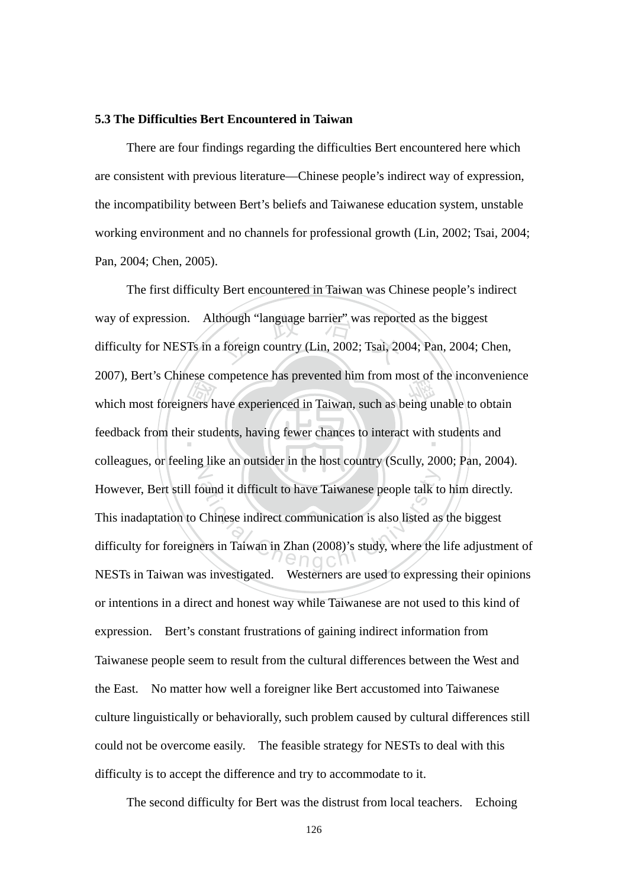**5.3 The Difficulties Bert Encountered in Taiwan**

There are four findings regarding the difficulties Bert encountered here which are consistent with previous literature—Chinese people's indirect way of expression, the incompatibility between Bert's beliefs and Taiwanese education system, unstable working environment and no channels for professional growth (Lin, 2002; Tsai, 2004; Pan, 2004; Chen, 2005).

The first difficulty Bert encountered in Taiwan was Chinese people's indirect way of expression. Although "language barrier" was reported as the biggest difficulty for NESTs in a foreign country (Lin, 2002; Tsai, 2004; Pan, 2004; Chen, 2007), Bert's Chinese competence has prevented him from most of the inconvenience which most foreigners have experienced in Taiwan, such as being unable to obtain feedback from their students, having fewer chances to interact with students and colleagues, or feeling like an outsider in the host country (Scully, 2000; Pan, 2004). However, Bert still found it difficult to have Taiwanese people talk to him directly. This inadaptation to Chinese indirect communication is also listed as the biggest difficulty for foreigners in Taiwan in Zhan (2008)'s study, where the life adjustment of NESTs in Taiwan was investigated. Westerners are used to expressing their opinions or intentions in a direct and honest way while Taiwanese are not used to this kind of expression. Bert's constant frustrations of gaining indirect information from Taiwanese people seem to result from the cultural differences between the West and the East. No matter how well a foreigner like Bert accustomed into Taiwanese culture linguistically or behaviorally, such problem caused by cultural differences still could not be overcome easily. The feasible strategy for NESTs to deal with this difficulty is to accept the difference and try to accommodate to it.

The second difficulty for Bert was the distrust from local teachers. Echoing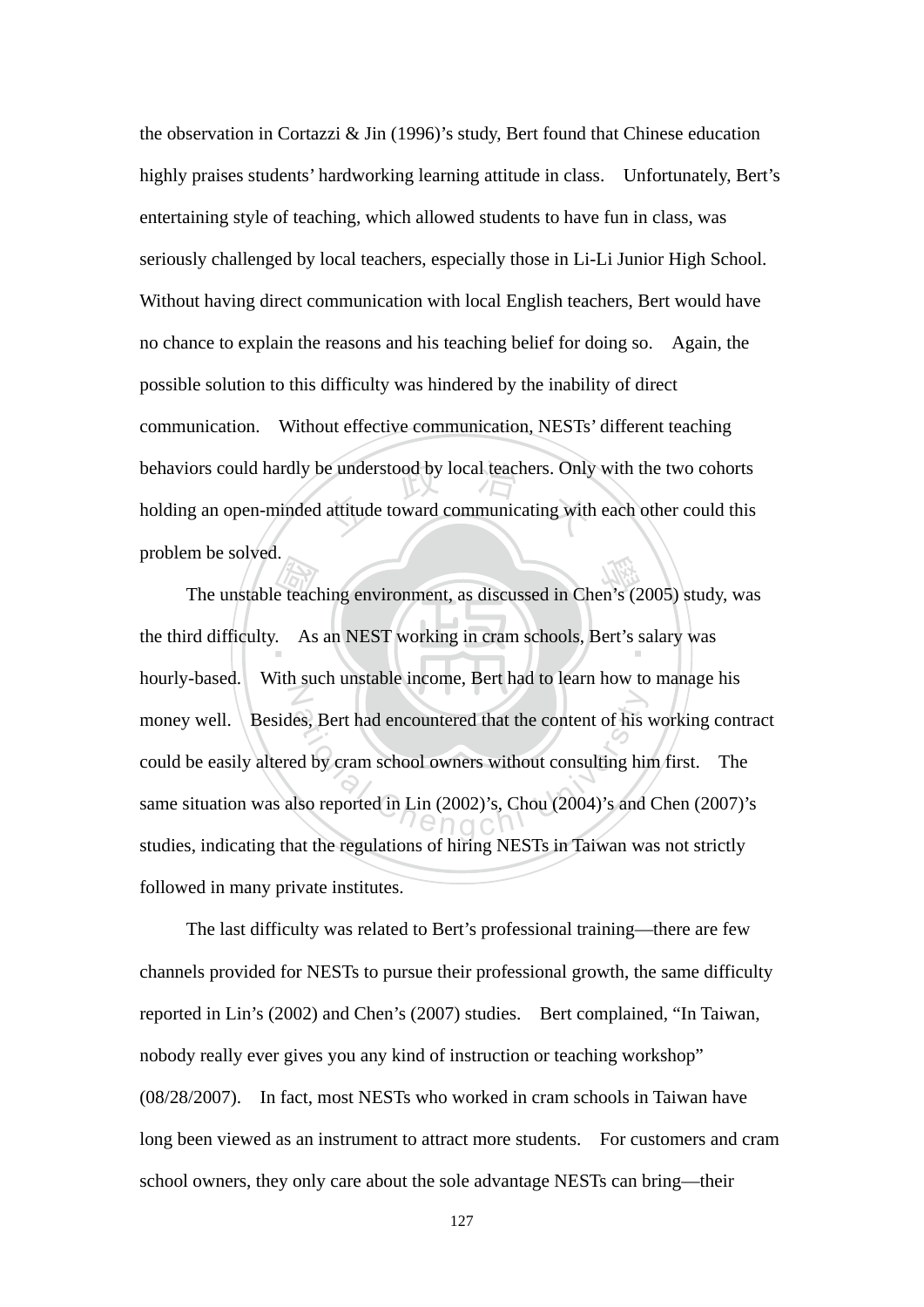the observation in Cortazzi & Jin (1996)'s study, Bert found that Chinese education highly praises students' hardworking learning attitude in class. Unfortunately, Bert's entertaining style of teaching, which allowed students to have fun in class, was seriously challenged by local teachers, especially those in Li-Li Junior High School. Without having direct communication with local English teachers, Bert would have no chance to explain the reasons and his teaching belief for doing so. Again, the possible solution to this difficulty was hindered by the inability of direct communication. Without effective communication, NESTs' different teaching behaviors could hardly be understood by local teachers. Only with the two cohorts holding an open-minded attitude toward communicating with each other could this problem be solved.

The unstable teaching environment, as discussed in Chen's (2005) study, was the third difficulty. As an NEST working in cram schools, Bert's salary was hourly-based. With such unstable income, Bert had to learn how to manage his money well. Besides, Bert had encountered that the content of his working contract could be easily altered by cram school owners without consulting him first. The same situation was also reported in Lin (2002)'s, Chou (2004)'s and Chen (2007)'s studies, indicating that the regulations of hiring NESTs in Taiwan was not strictly followed in many private institutes.

The last difficulty was related to Bert's professional training—there are few channels provided for NESTs to pursue their professional growth, the same difficulty reported in Lin's (2002) and Chen's (2007) studies. Bert complained, "In Taiwan, nobody really ever gives you any kind of instruction or teaching workshop" (08/28/2007). In fact, most NESTs who worked in cram schools in Taiwan have long been viewed as an instrument to attract more students. For customers and cram school owners, they only care about the sole advantage NESTs can bring—their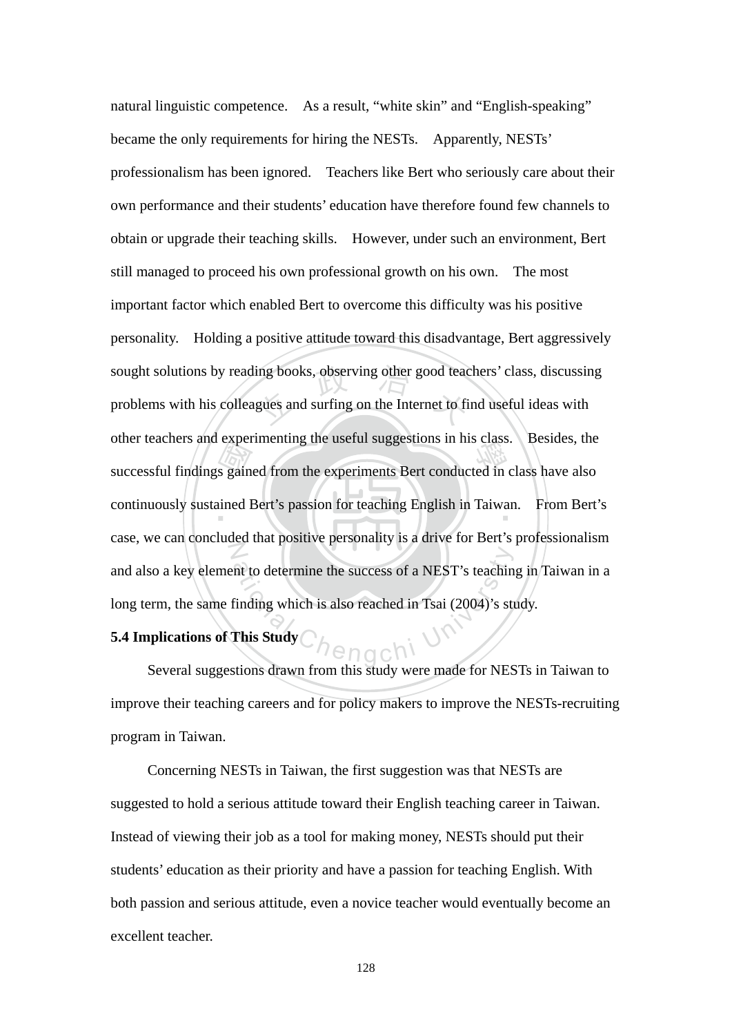natural linguistic competence. As a result, "white skin" and "English-speaking" became the only requirements for hiring the NESTs. Apparently, NESTs' professionalism has been ignored. Teachers like Bert who seriously care about their own performance and their students' education have therefore found few channels to obtain or upgrade their teaching skills. However, under such an environment, Bert still managed to proceed his own professional growth on his own. The most important factor which enabled Bert to overcome this difficulty was his positive personality. Holding a positive attitude toward this disadvantage, Bert aggressively sought solutions by reading books, observing other good teachers' class, discussing problems with his colleagues and surfing on the Internet to find useful ideas with other teachers and experimenting the useful suggestions in his class. Besides, the successful findings gained from the experiments Bert conducted in class have also continuously sustained Bert's passion for teaching English in Taiwan. From Bert's case, we can concluded that positive personality is a drive for Bert's professionalism and also a key element to determine the success of a NEST's teaching in Taiwan in a long term, the same finding which is also reached in Tsai (2004)'s study.

**5.4 Implications of This Study**

Several suggestions drawn from this study were made for NESTs in Taiwan to improve their teaching careers and for policy makers to improve the NESTs-recruiting program in Taiwan.

Concerning NESTs in Taiwan, the first suggestion was that NESTs are suggested to hold a serious attitude toward their English teaching career in Taiwan. Instead of viewing their job as a tool for making money, NESTs should put their students' education as their priority and have a passion for teaching English. With both passion and serious attitude, even a novice teacher would eventually become an excellent teacher.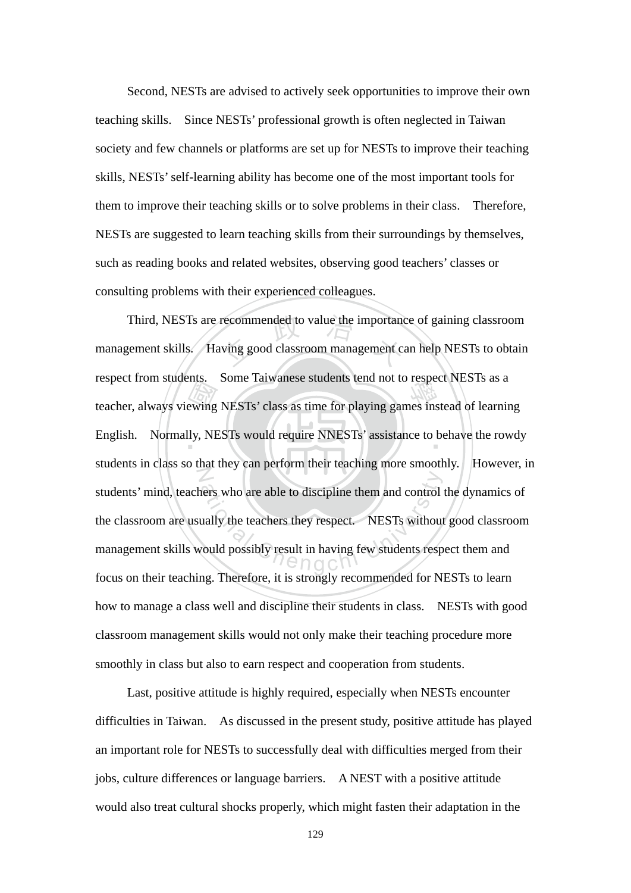Second, NESTs are advised to actively seek opportunities to improve their own teaching skills. Since NESTs' professional growth is often neglected in Taiwan society and few channels or platforms are set up for NESTs to improve their teaching skills, NESTs' self-learning ability has become one of the most important tools for them to improve their teaching skills or to solve problems in their class. Therefore, NESTs are suggested to learn teaching skills from their surroundings by themselves, such as reading books and related websites, observing good teachers' classes or consulting problems with their experienced colleagues.

Third, NESTs are recommended to value the importance of gaining classroom management skills. Having good classroom management can help NESTs to obtain respect from students. Some Taiwanese students tend not to respect NESTs as a teacher, always viewing NESTs' class as time for playing games instead of learning English. Normally, NESTs would require NNESTs' assistance to behave the rowdy students in class so that they can perform their teaching more smoothly. However, in students' mind, teachers who are able to discipline them and control the dynamics of the classroom are usually the teachers they respect. NESTs without good classroom management skills would possibly result in having few students respect them and focus on their teaching. Therefore, it is strongly recommended for NESTs to learn how to manage a class well and discipline their students in class. NESTs with good classroom management skills would not only make their teaching procedure more smoothly in class but also to earn respect and cooperation from students.

Last, positive attitude is highly required, especially when NESTs encounter difficulties in Taiwan. As discussed in the present study, positive attitude has played an important role for NESTs to successfully deal with difficulties merged from their jobs, culture differences or language barriers. A NEST with a positive attitude would also treat cultural shocks properly, which might fasten their adaptation in the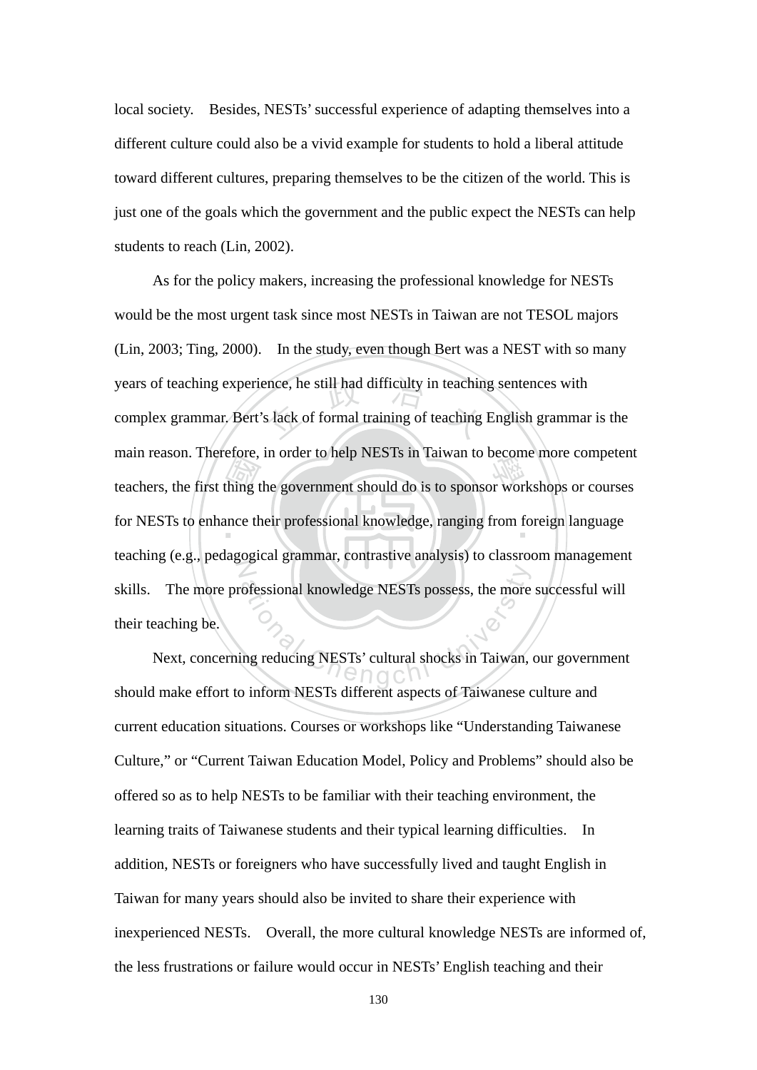local society. Besides, NESTs' successful experience of adapting themselves into a different culture could also be a vivid example for students to hold a liberal attitude toward different cultures, preparing themselves to be the citizen of the world. This is just one of the goals which the government and the public expect the NESTs can help students to reach (Lin, 2002).

As for the policy makers, increasing the professional knowledge for NESTs would be the most urgent task since most NESTs in Taiwan are not TESOL majors (Lin, 2003; Ting, 2000). In the study, even though Bert was a NEST with so many years of teaching experience, he still had difficulty in teaching sentences with complex grammar. Bert's lack of formal training of teaching English grammar is the main reason. Therefore, in order to help NESTs in Taiwan to become more competent teachers, the first thing the government should do is to sponsor workshops or courses for NESTs to enhance their professional knowledge, ranging from foreign language teaching (e.g., pedagogical grammar, contrastive analysis) to classroom management skills. The more professional knowledge NESTs possess, the more successful will their teaching be.

Next, concerning reducing NESTs' cultural shocks in Taiwan, our government should make effort to inform NESTs different aspects of Taiwanese culture and current education situations. Courses or workshops like "Understanding Taiwanese Culture," or "Current Taiwan Education Model, Policy and Problems" should also be offered so as to help NESTs to be familiar with their teaching environment, the learning traits of Taiwanese students and their typical learning difficulties. In addition, NESTs or foreigners who have successfully lived and taught English in Taiwan for many years should also be invited to share their experience with inexperienced NESTs. Overall, the more cultural knowledge NESTs are informed of, the less frustrations or failure would occur in NESTs' English teaching and their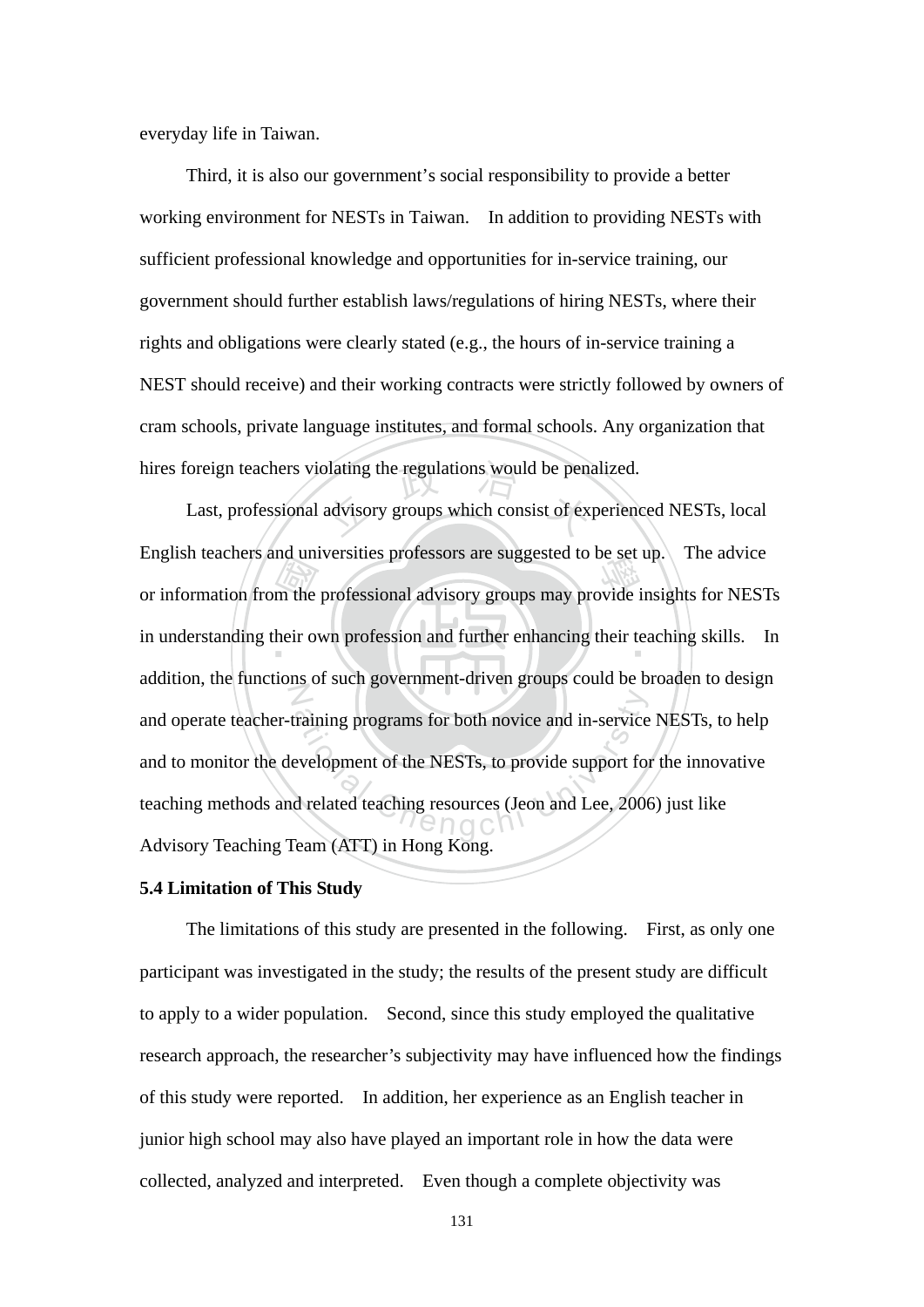everyday life in Taiwan.

Third, it is also our government's social responsibility to provide a better working environment for NESTs in Taiwan. In addition to providing NESTs with sufficient professional knowledge and opportunities for in-service training, our government should further establish laws/regulations of hiring NESTs, where their rights and obligations were clearly stated (e.g., the hours of in-service training a NEST should receive) and their working contracts were strictly followed by owners of cram schools, private language institutes, and formal schools. Any organization that hires foreign teachers violating the regulations would be penalized.

Last, professional advisory groups which consist of experienced NESTs, local English teachers and universities professors are suggested to be set up. The advice or information from the professional advisory groups may provide insights for NESTs in understanding their own profession and further enhancing their teaching skills. In addition, the functions of such government-driven groups could be broaden to design and operate teacher-training programs for both novice and in-service NESTs, to help and to monitor the development of the NESTs, to provide support for the innovative teaching methods and related teaching resources (Jeon and Lee, 2006) just like Advisory Teaching Team (ATT) in Hong Kong.

**5.4 Limitation of This Study**

The limitations of this study are presented in the following. First, as only one participant was investigated in the study; the results of the present study are difficult to apply to a wider population. Second, since this study employed the qualitative research approach, the researcher's subjectivity may have influenced how the findings of this study were reported. In addition, her experience as an English teacher in junior high school may also have played an important role in how the data were collected, analyzed and interpreted. Even though a complete objectivity was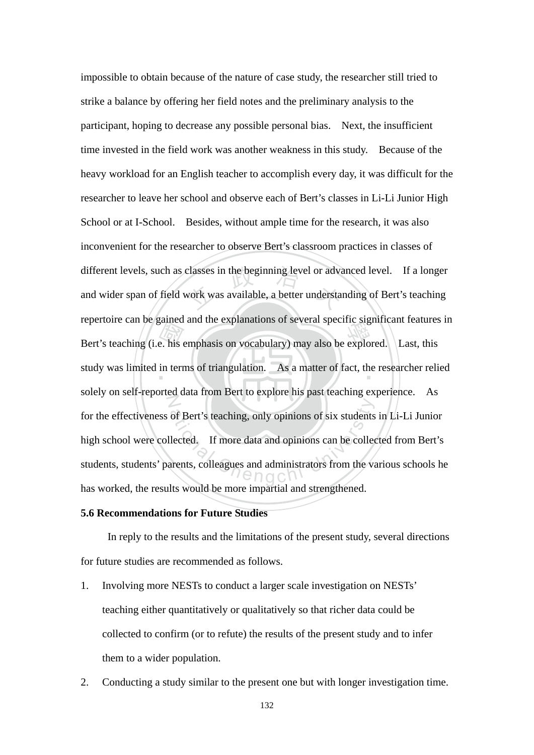impossible to obtain because of the nature of case study, the researcher still tried to strike a balance by offering her field notes and the preliminary analysis to the participant, hoping to decrease any possible personal bias. Next, the insufficient time invested in the field work was another weakness in this study. Because of the heavy workload for an English teacher to accomplish every day, it was difficult for the researcher to leave her school and observe each of Bert's classes in Li-Li Junior High School or at I-School. Besides, without ample time for the research, it was also inconvenient for the researcher to observe Bert's classroom practices in classes of different levels, such as classes in the beginning level or advanced level. If a longer and wider span of field work was available, a better understanding of Bert's teaching repertoire can be gained and the explanations of several specific significant features in Bert's teaching (i.e. his emphasis on vocabulary) may also be explored. Last, this study was limited in terms of triangulation. As a matter of fact, the researcher relied solely on self-reported data from Bert to explore his past teaching experience. As for the effectiveness of Bert's teaching, only opinions of six students in Li-Li Junior high school were collected. If more data and opinions can be collected from Bert's students, students' parents, colleagues and administrators from the various schools he has worked, the results would be more impartial and strengthened.

**5.6 Recommendations for Future Studies**

In reply to the results and the limitations of the present study, several directions for future studies are recommended as follows.

1. Involving more NESTs to conduct a larger scale investigation on NESTs' teaching either quantitatively or qualitatively so that richer data could be collected to confirm (or to refute) the results of the present study and to infer them to a wider population.
2. Conducting a study similar to the present one but with longer investigation time.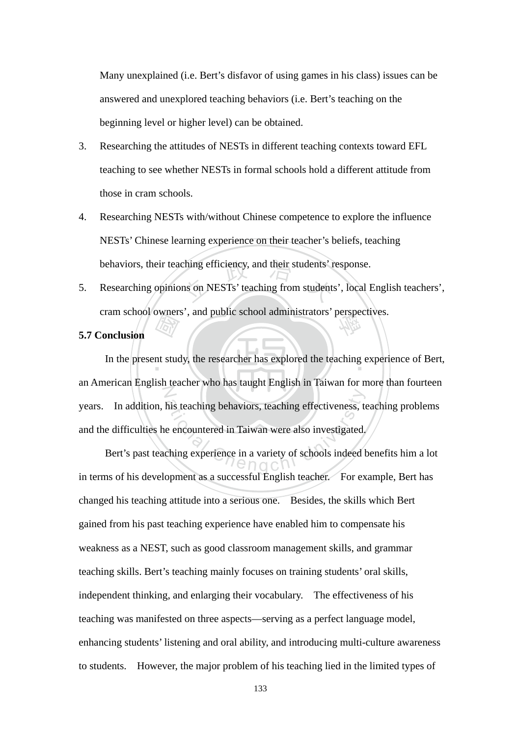Many unexplained (i.e. Bert's disfavor of using games in his class) issues can be answered and unexplored teaching behaviors (i.e. Bert's teaching on the beginning level or higher level) can be obtained.

3. Researching the attitudes of NESTs in different teaching contexts toward EFL teaching to see whether NESTs in formal schools hold a different attitude from those in cram schools.
4. Researching NESTs with/without Chinese competence to explore the influence NESTs' Chinese learning experience on their teacher's beliefs, teaching behaviors, their teaching efficiency, and their students' response.
5. Researching opinions on NESTs' teaching from students', local English teachers', cram school owners', and public school administrators' perspectives.

**5.7 Conclusion**

In the present study, the researcher has explored the teaching experience of Bert, an American English teacher who has taught English in Taiwan for more than fourteen years. In addition, his teaching behaviors, teaching effectiveness, teaching problems and the difficulties he encountered in Taiwan were also investigated.

Bert's past teaching experience in a variety of schools indeed benefits him a lot in terms of his development as a successful English teacher. For example, Bert has changed his teaching attitude into a serious one. Besides, the skills which Bert gained from his past teaching experience have enabled him to compensate his weakness as a NEST, such as good classroom management skills, and grammar teaching skills. Bert's teaching mainly focuses on training students' oral skills, independent thinking, and enlarging their vocabulary. The effectiveness of his teaching was manifested on three aspects—serving as a perfect language model, enhancing students' listening and oral ability, and introducing multi-culture awareness to students. However, the major problem of his teaching lied in the limited types of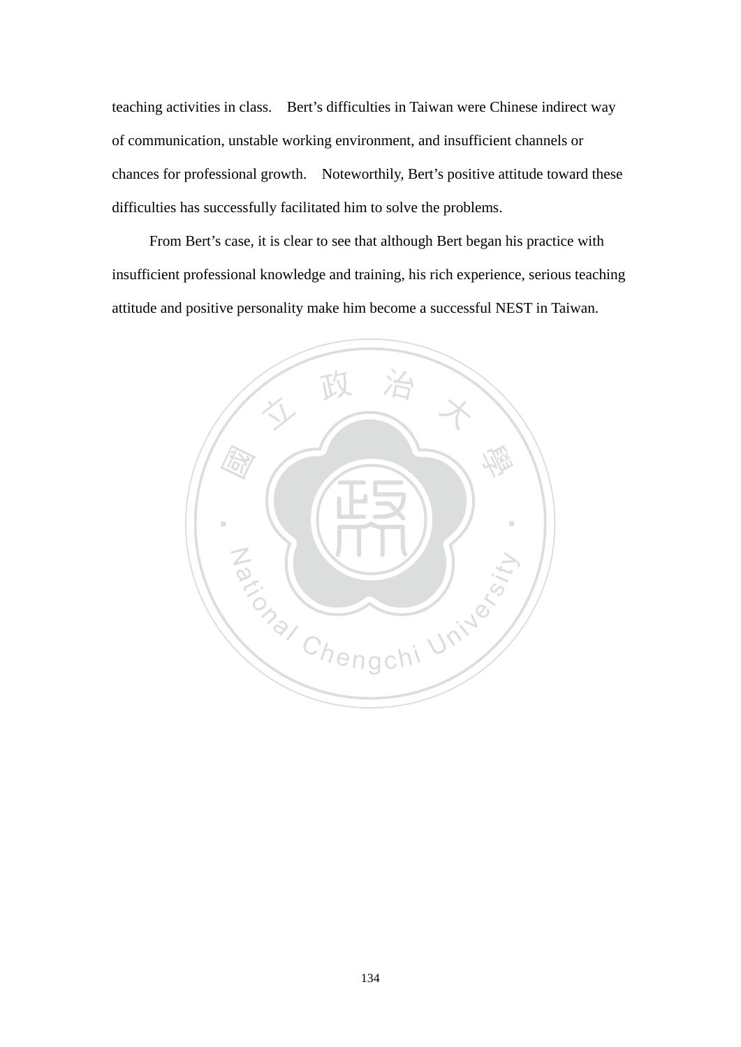teaching activities in class. Bert's difficulties in Taiwan were Chinese indirect way of communication, unstable working environment, and insufficient channels or chances for professional growth. Noteworthily, Bert's positive attitude toward these difficulties has successfully facilitated him to solve the problems.

From Bert's case, it is clear to see that although Bert began his practice with insufficient professional knowledge and training, his rich experience, serious teaching attitude and positive personality make him become a successful NEST in Taiwan.